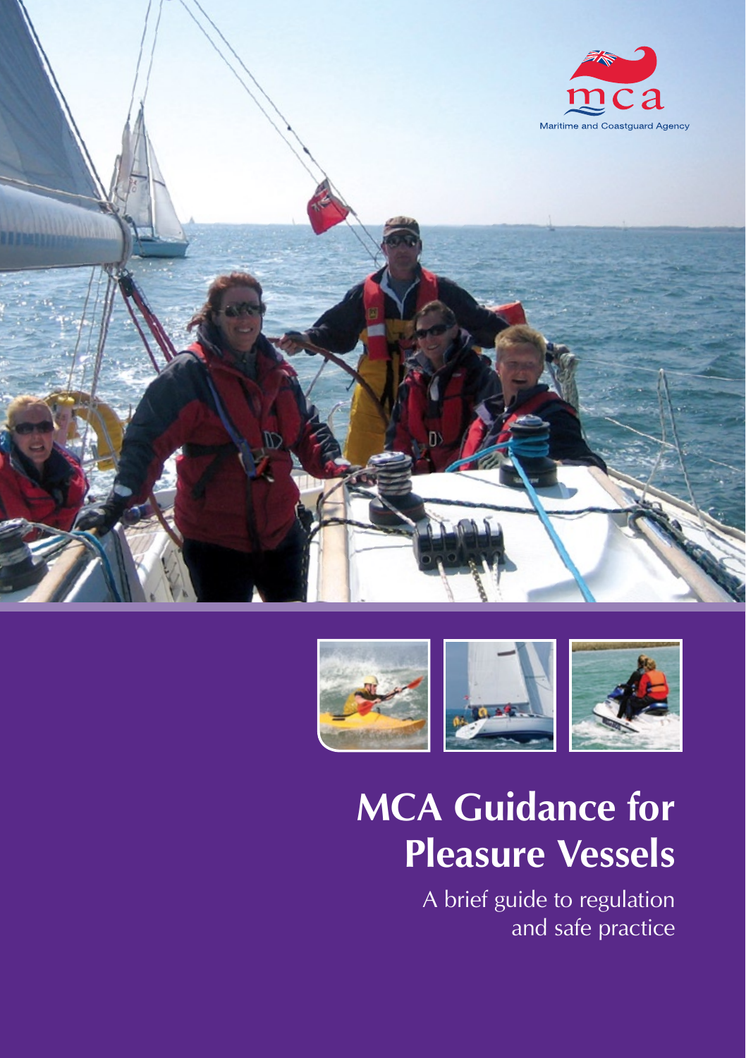mca

Maritime and Coastguard Agency

# MCA Guidance for Pleasure Vessels

A brief guide to regulation and safe practice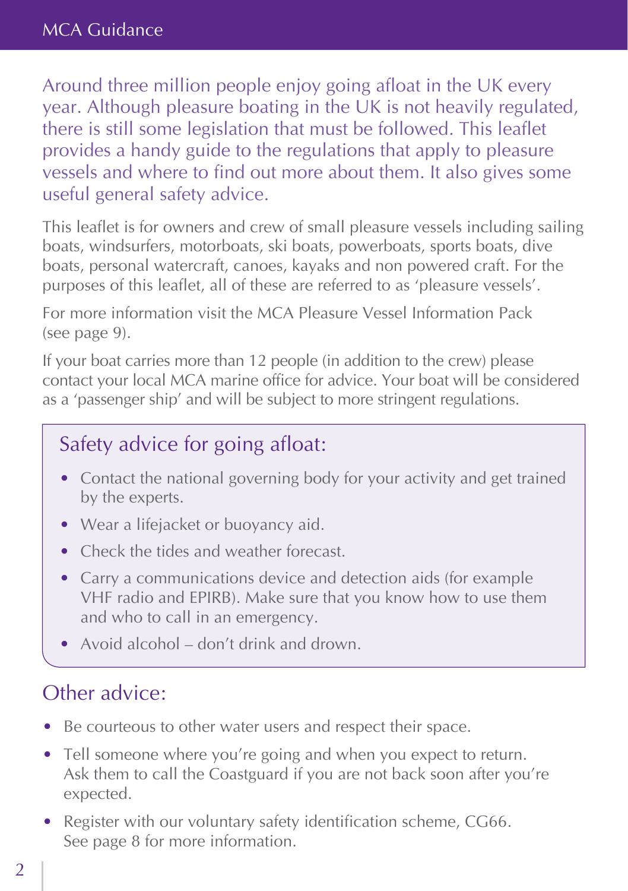Around three million people enjoy going afloat in the UK every year. Although pleasure boating in the UK is not heavily regulated, there is still some legislation that must be followed. This leaflet provides a handy guide to the regulations that apply to pleasure vessels and where to find out more about them. It also gives some useful general safety advice.

This leaflet is for owners and crew of small pleasure vessels including sailing boats, windsurfers, motorboats, ski boats, powerboats, sports boats, dive boats, personal watercraft, canoes, kayaks and non powered craft. For the purposes of this leaflet, all of these are referred to as 'pleasure vessels'.

For more information visit the MCA Pleasure Vessel Information Pack (see page 9).

If your boat carries more than 12 people (in addition to the crew) please contact your local MCA marine office for advice. Your boat will be considered as a 'passenger ship' and will be subject to more stringent regulations.

## Safety advice for going afloat:

- Contact the national governing body for your activity and get trained by the experts.
- Wear a lifejacket or buoyancy aid.
- Check the tides and weather forecast.
- Carry a communications device and detection aids (for example VHF radio and EPIRB). Make sure that you know how to use them and who to call in an emergency.
- Avoid alcohol – don't drink and drown.

## Other advice:

- Be courteous to other water users and respect their space.
- Tell someone where you're going and when you expect to return. Ask them to call the Coastguard if you are not back soon after you're expected.
- Register with our voluntary safety identification scheme, CG66. See page 8 for more information.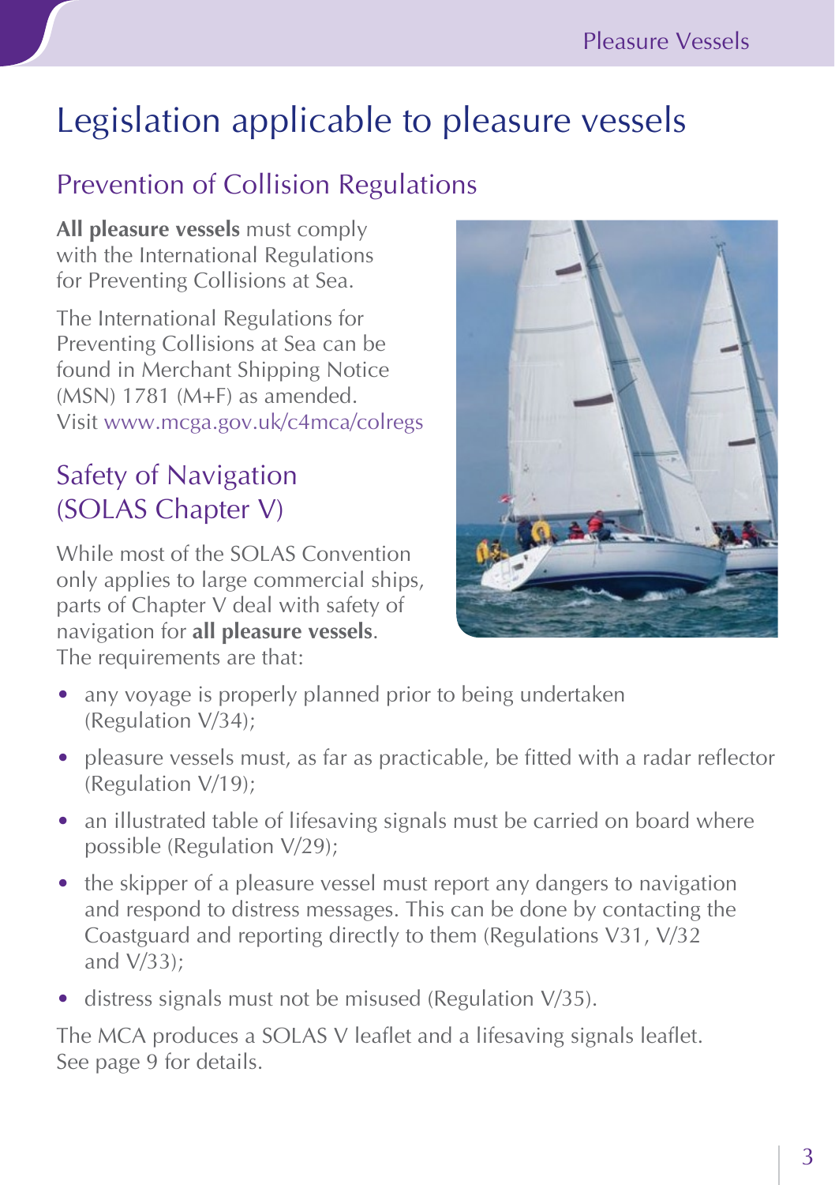# Legislation applicable to pleasure vessels

## Prevention of Collision Regulations

**All pleasure vessels** must comply with the International Regulations for Preventing Collisions at Sea.

The International Regulations for Preventing Collisions at Sea can be found in Merchant Shipping Notice (MSN) 1781 (M+F) as amended. Visit www.mcga.gov.uk/c4mca/colregs

## Safety of Navigation (SOLAS Chapter V)

While most of the SOLAS Convention only applies to large commercial ships, parts of Chapter V deal with safety of navigation for **all pleasure vessels**. The requirements are that:

- any voyage is properly planned prior to being undertaken (Regulation V/34);
- pleasure vessels must, as far as practicable, be fitted with a radar reflector (Regulation V/19);
- an illustrated table of lifesaving signals must be carried on board where possible (Regulation V/29);
- the skipper of a pleasure vessel must report any dangers to navigation and respond to distress messages. This can be done by contacting the Coastguard and reporting directly to them (Regulations V31, V/32 and V/33);
- distress signals must not be misused (Regulation V/35).

The MCA produces a SOLAS V leaflet and a lifesaving signals leaflet. See page 9 for details.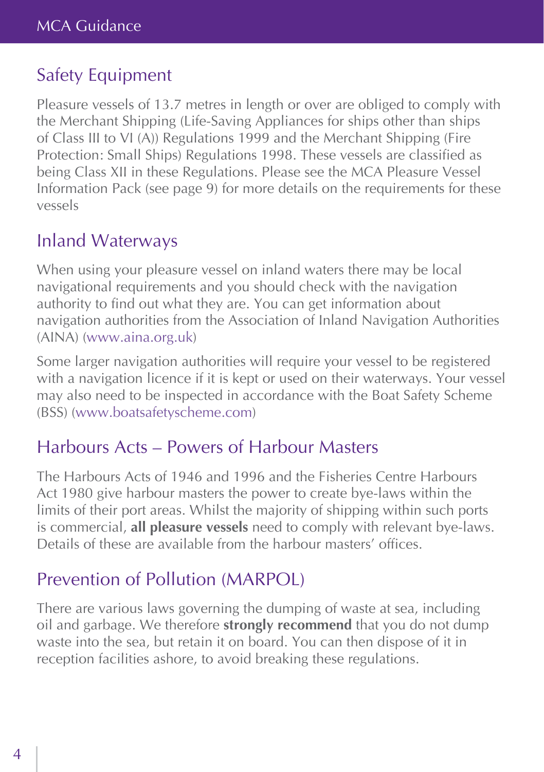## Safety Equipment

Pleasure vessels of 13.7 metres in length or over are obliged to comply with the Merchant Shipping (Life-Saving Appliances for ships other than ships of Class III to VI (A)) Regulations 1999 and the Merchant Shipping (Fire Protection: Small Ships) Regulations 1998. These vessels are classified as being Class XII in these Regulations. Please see the MCA Pleasure Vessel Information Pack (see page 9) for more details on the requirements for these vessels

## Inland Waterways

When using your pleasure vessel on inland waters there may be local navigational requirements and you should check with the navigation authority to find out what they are. You can get information about navigation authorities from the Association of Inland Navigation Authorities (AINA) (www.aina.org.uk)

Some larger navigation authorities will require your vessel to be registered with a navigation licence if it is kept or used on their waterways. Your vessel may also need to be inspected in accordance with the Boat Safety Scheme (BSS) (www.boatsafetyscheme.com)

## Harbours Acts – Powers of Harbour Masters

The Harbours Acts of 1946 and 1996 and the Fisheries Centre Harbours Act 1980 give harbour masters the power to create bye-laws within the limits of their port areas. Whilst the majority of shipping within such ports is commercial, **all pleasure vessels** need to comply with relevant bye-laws. Details of these are available from the harbour masters' offices.

## Prevention of Pollution (MARPOL)

There are various laws governing the dumping of waste at sea, including oil and garbage. We therefore **strongly recommend** that you do not dump waste into the sea, but retain it on board. You can then dispose of it in reception facilities ashore, to avoid breaking these regulations.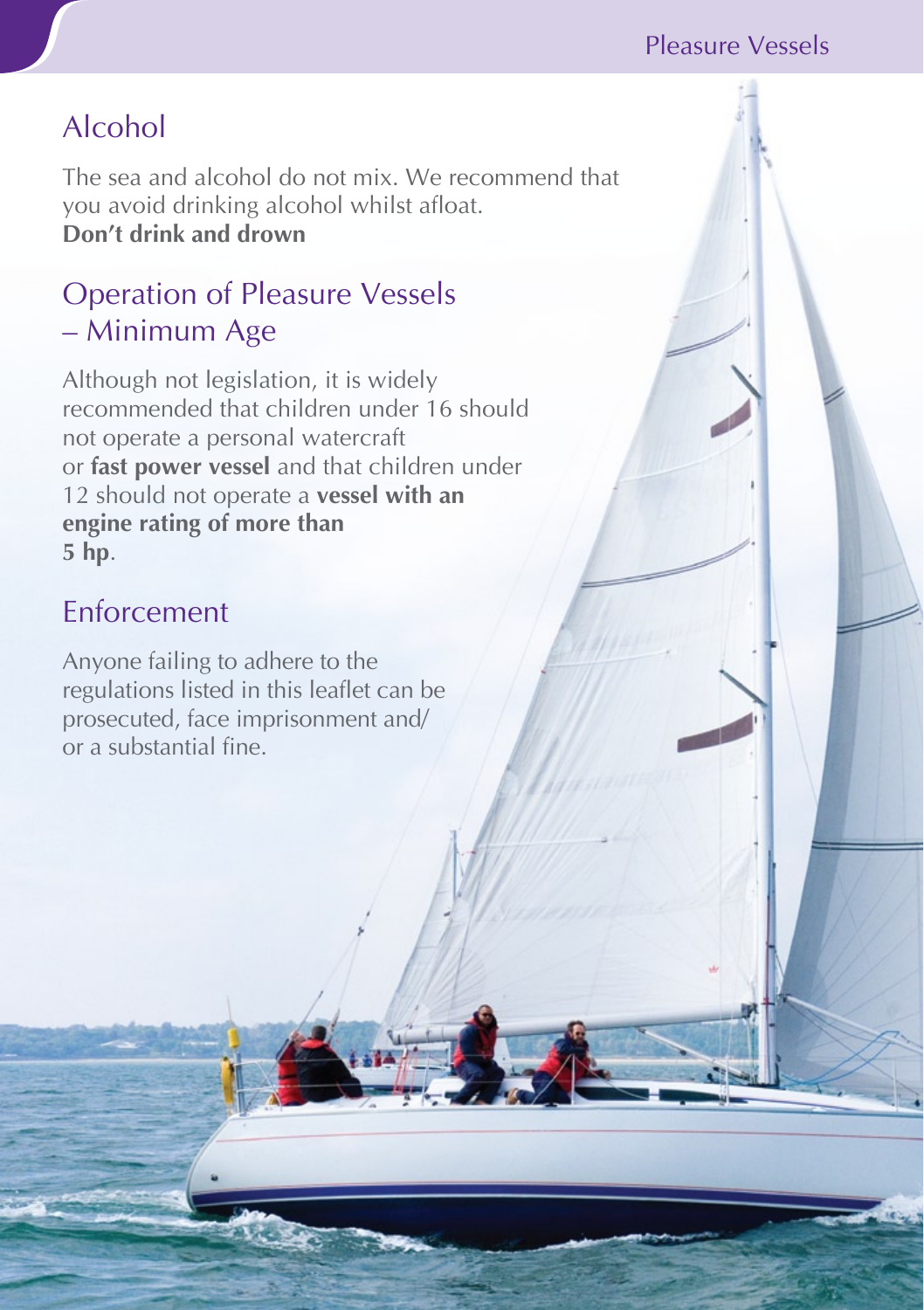## Alcohol

The sea and alcohol do not mix. We recommend that you avoid drinking alcohol whilst afloat.
**Don't drink and drown**

## Operation of Pleasure Vessels – Minimum Age

Although not legislation, it is widely recommended that children under 16 should not operate a personal watercraft or **fast power vessel** and that children under 12 should not operate a **vessel with an engine rating of more than 5 hp**.

## Enforcement

Anyone failing to adhere to the regulations listed in this leaflet can be prosecuted, face imprisonment and/or a substantial fine.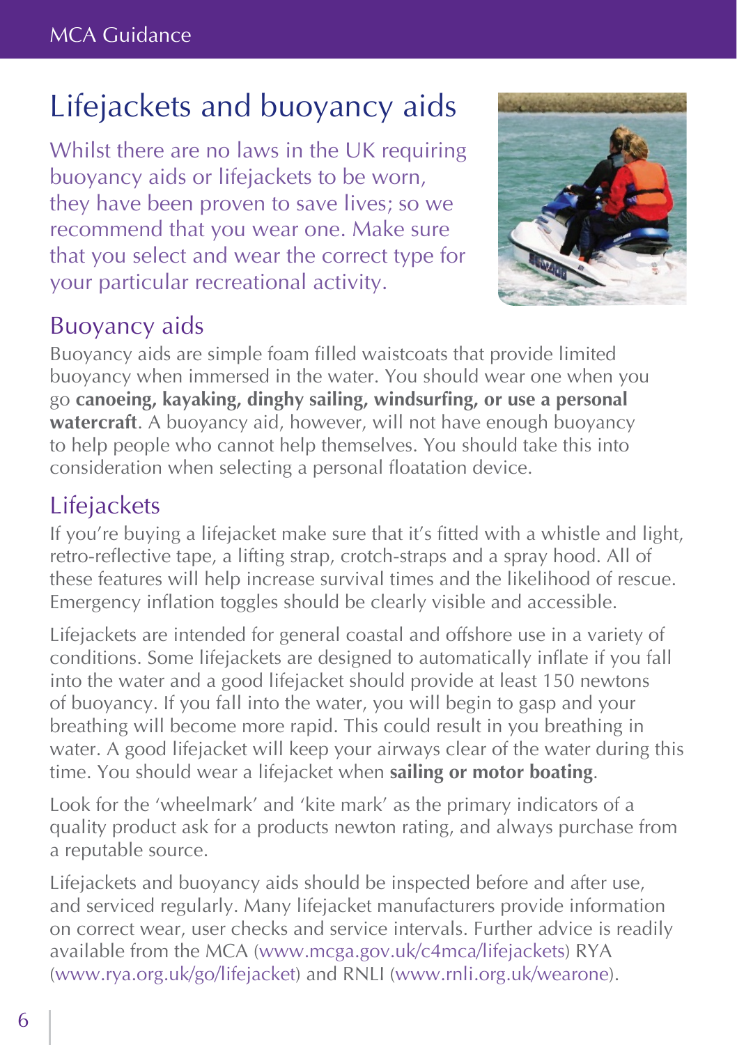# Lifejackets and buoyancy aids

Whilst there are no laws in the UK requiring buoyancy aids or lifejackets to be worn, they have been proven to save lives; so we recommend that you wear one. Make sure that you select and wear the correct type for your particular recreational activity.

## Buoyancy aids

Buoyancy aids are simple foam filled waistcoats that provide limited buoyancy when immersed in the water. You should wear one when you go **canoeing, kayaking, dinghy sailing, windsurfing, or use a personal watercraft**. A buoyancy aid, however, will not have enough buoyancy to help people who cannot help themselves. You should take this into consideration when selecting a personal floatation device.

## Lifejackets

If you're buying a lifejacket make sure that it's fitted with a whistle and light, retro-reflective tape, a lifting strap, crotch-straps and a spray hood. All of these features will help increase survival times and the likelihood of rescue. Emergency inflation toggles should be clearly visible and accessible.

Lifejackets are intended for general coastal and offshore use in a variety of conditions. Some lifejackets are designed to automatically inflate if you fall into the water and a good lifejacket should provide at least 150 newtons of buoyancy. If you fall into the water, you will begin to gasp and your breathing will become more rapid. This could result in you breathing in water. A good lifejacket will keep your airways clear of the water during this time. You should wear a lifejacket when **sailing or motor boating**.

Look for the 'wheelmark' and 'kite mark' as the primary indicators of a quality product ask for a products newton rating, and always purchase from a reputable source.

Lifejackets and buoyancy aids should be inspected before and after use, and serviced regularly. Many lifejacket manufacturers provide information on correct wear, user checks and service intervals. Further advice is readily available from the MCA (www.mcga.gov.uk/c4mca/lifejackets) RYA (www.rya.org.uk/go/lifejacket) and RNLI (www.rnli.org.uk/wearone).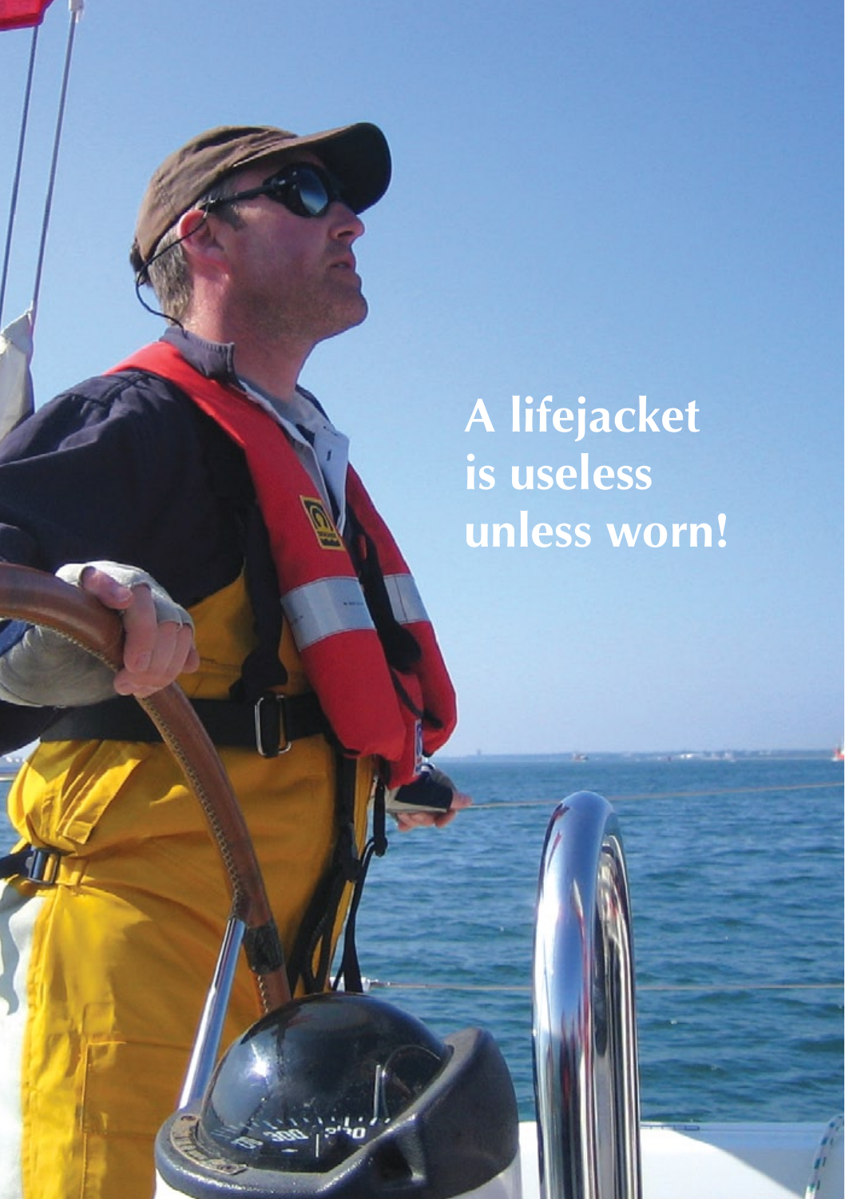A lifejacket is useless unless worn!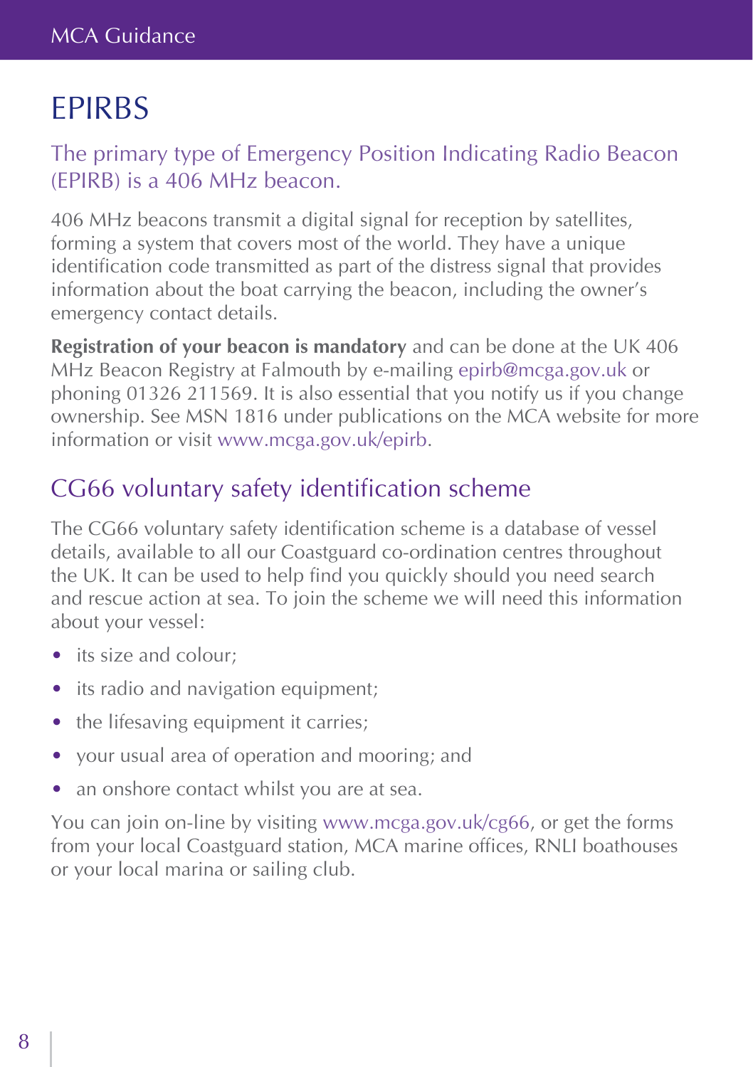# EPIRBS

## The primary type of Emergency Position Indicating Radio Beacon (EPIRB) is a 406 MHz beacon.

406 MHz beacons transmit a digital signal for reception by satellites, forming a system that covers most of the world. They have a unique identification code transmitted as part of the distress signal that provides information about the boat carrying the beacon, including the owner's emergency contact details.

**Registration of your beacon is mandatory** and can be done at the UK 406 MHz Beacon Registry at Falmouth by e-mailing epirb@mcga.gov.uk or phoning 01326 211569. It is also essential that you notify us if you change ownership. See MSN 1816 under publications on the MCA website for more information or visit www.mcga.gov.uk/epirb.

## CG66 voluntary safety identification scheme

The CG66 voluntary safety identification scheme is a database of vessel details, available to all our Coastguard co-ordination centres throughout the UK. It can be used to help find you quickly should you need search and rescue action at sea. To join the scheme we will need this information about your vessel:

- its size and colour;
- its radio and navigation equipment;
- the lifesaving equipment it carries;
- your usual area of operation and mooring; and
- an onshore contact whilst you are at sea.

You can join on-line by visiting www.mcga.gov.uk/cg66, or get the forms from your local Coastguard station, MCA marine offices, RNLI boathouses or your local marina or sailing club.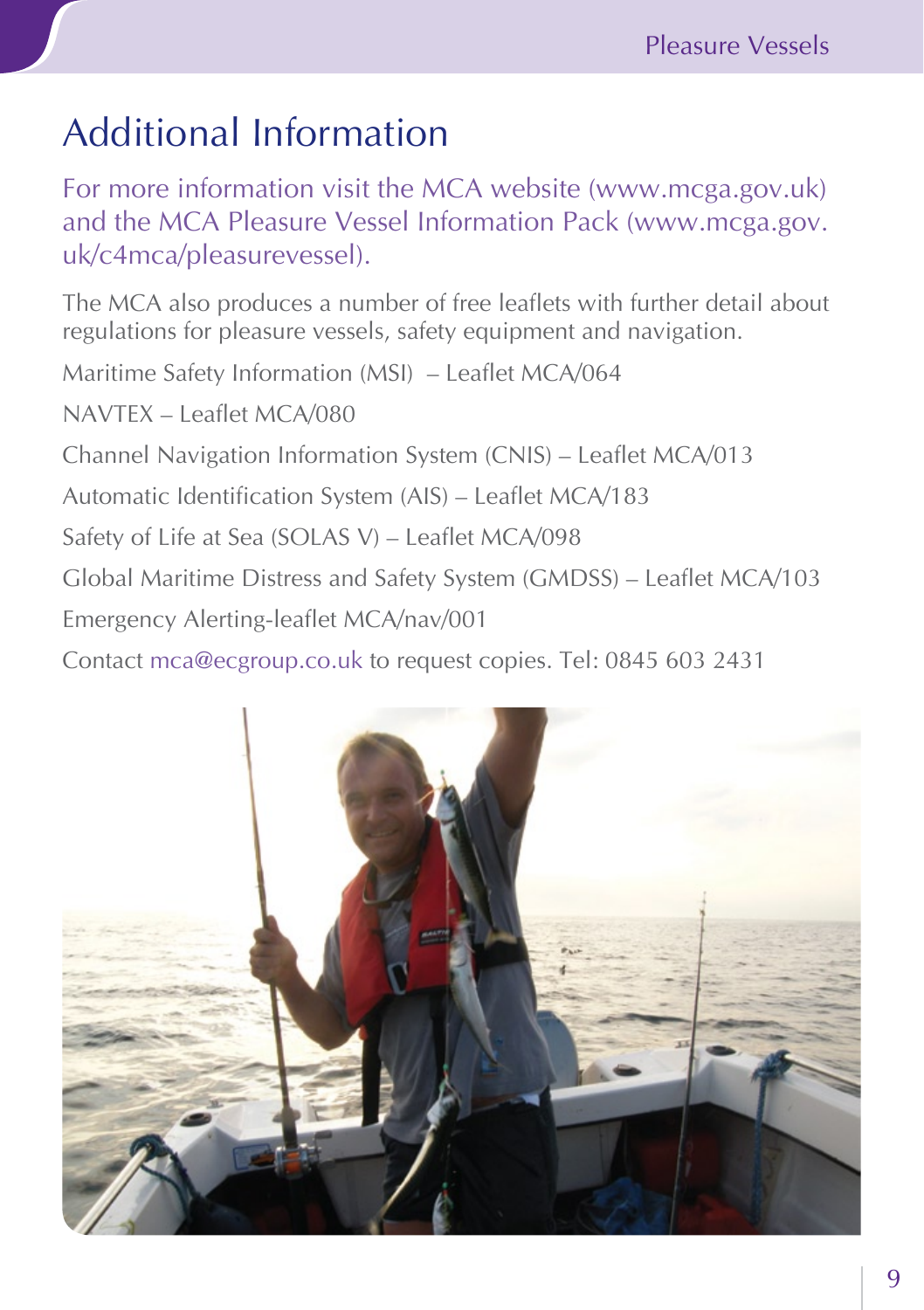# Additional Information

For more information visit the MCA website (www.mcga.gov.uk) and the MCA Pleasure Vessel Information Pack (www.mcga.gov.uk/c4mca/pleasurevessel).

The MCA also produces a number of free leaflets with further detail about regulations for pleasure vessels, safety equipment and navigation.

Maritime Safety Information (MSI) – Leaflet MCA/064

NAVTEX – Leaflet MCA/080

Channel Navigation Information System (CNIS) – Leaflet MCA/013

Automatic Identification System (AIS) – Leaflet MCA/183

Safety of Life at Sea (SOLAS V) – Leaflet MCA/098

Global Maritime Distress and Safety System (GMDSS) – Leaflet MCA/103

Emergency Alerting-leaflet MCA/nav/001

Contact mca@ecgroup.co.uk to request copies. Tel: 0845 603 2431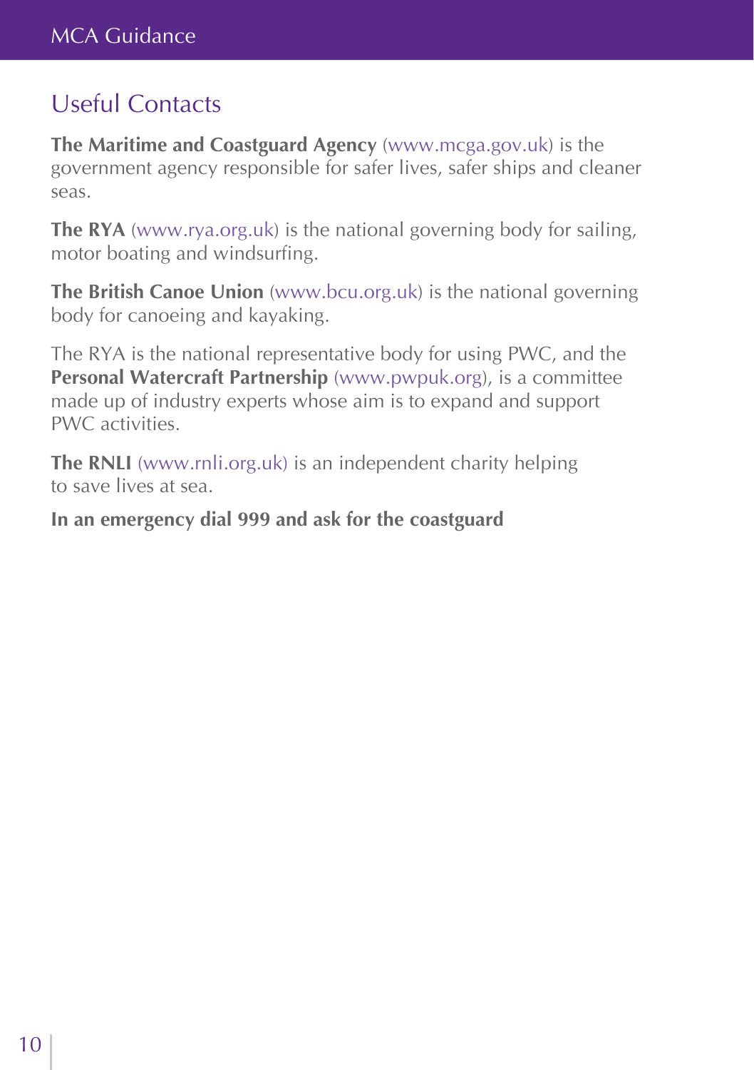## Useful Contacts

**The Maritime and Coastguard Agency** (www.mcga.gov.uk) is the government agency responsible for safer lives, safer ships and cleaner seas.

**The RYA** (www.rya.org.uk) is the national governing body for sailing, motor boating and windsurfing.

**The British Canoe Union** (www.bcu.org.uk) is the national governing body for canoeing and kayaking.

The RYA is the national representative body for using PWC, and the **Personal Watercraft Partnership** (www.pwpuk.org), is a committee made up of industry experts whose aim is to expand and support PWC activities.

**The RNLI** (www.rnli.org.uk) is an independent charity helping to save lives at sea.

**In an emergency dial 999 and ask for the coastguard**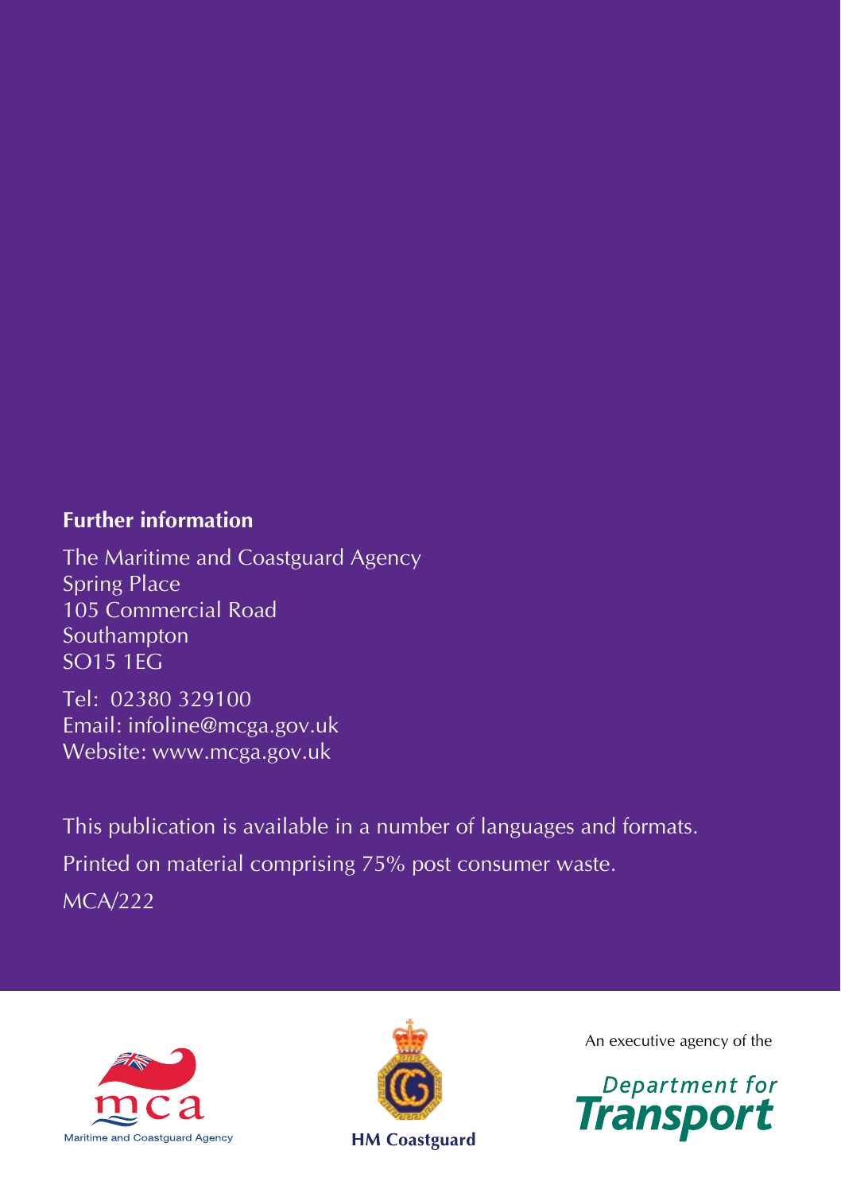## Further information

The Maritime and Coastguard Agency
Spring Place
105 Commercial Road
Southampton
SO15 1EG

Tel: 02380 329100
Email: infoline@mcga.gov.uk
Website: www.mcga.gov.uk

This publication is available in a number of languages and formats.

Printed on material comprising 75% post consumer waste.

MCA/222

mca
Maritime and Coastguard Agency

HM Coastguard

An executive agency of the

Department for Transport